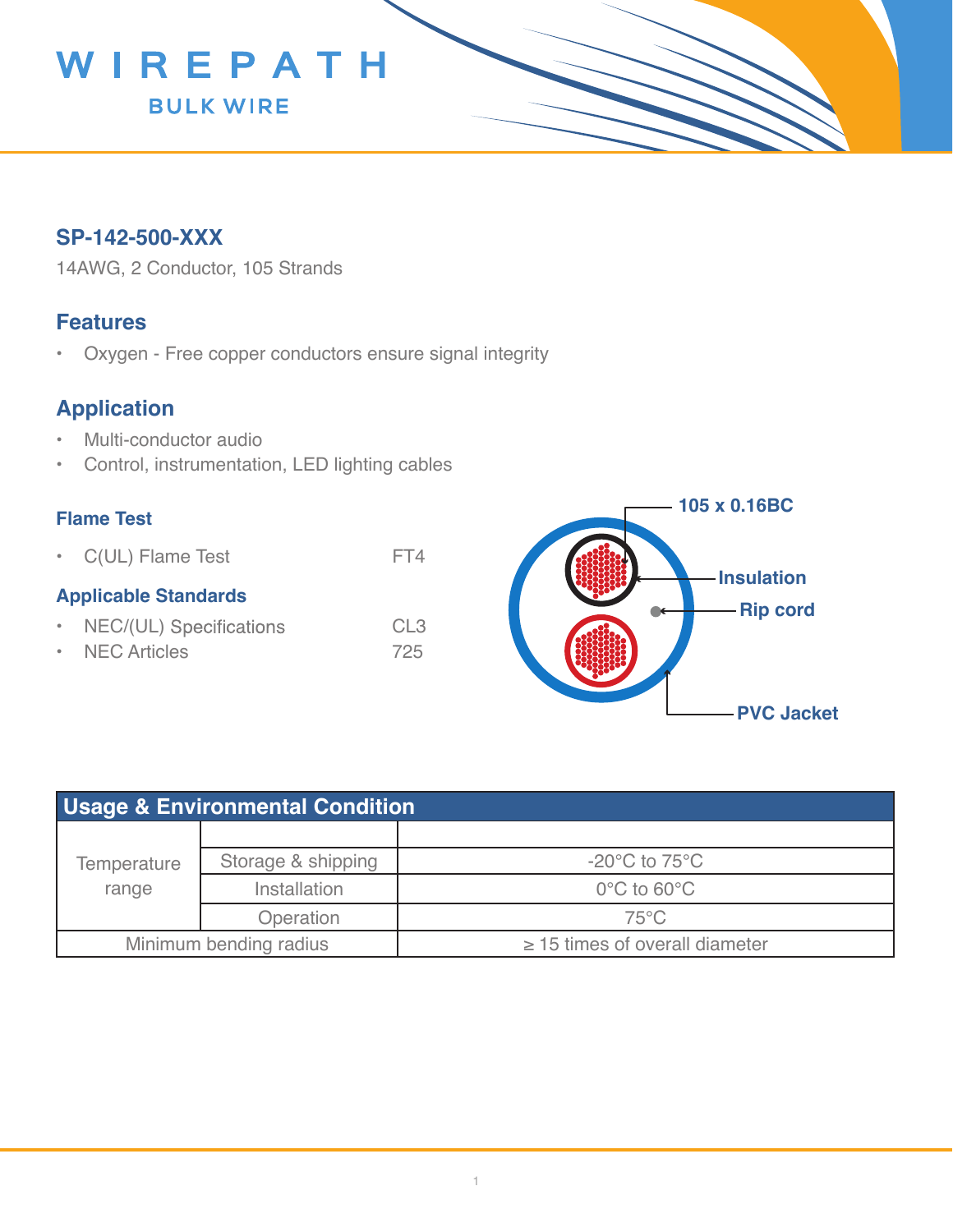WIREPATH

BULK WIRE

## SP-142-500-XXX

14AWG, 2 Conductor, 105 Strands

## Features

- Oxygen - Free copper conductors ensure signal integrity

## Application

- Multi-conductor audio
- Control, instrumentation, LED lighting cables

### Flame Test

- C(UL) Flame Test FT4

### Applicable Standards

- NEC/(UL) Specifications CL3
- NEC Articles 725

105 x 0.16BC

Insulation

Rip cord

PVC Jacket

| Usage & Environmental Condition | | |
|---|---|---|
| | | |
| Temperature range | Storage & shipping | -20°C to 75°C |
| | Installation | 0°C to 60°C |
| | Operation | 75°C |
| Minimum bending radius | | ≥ 15 times of overall diameter |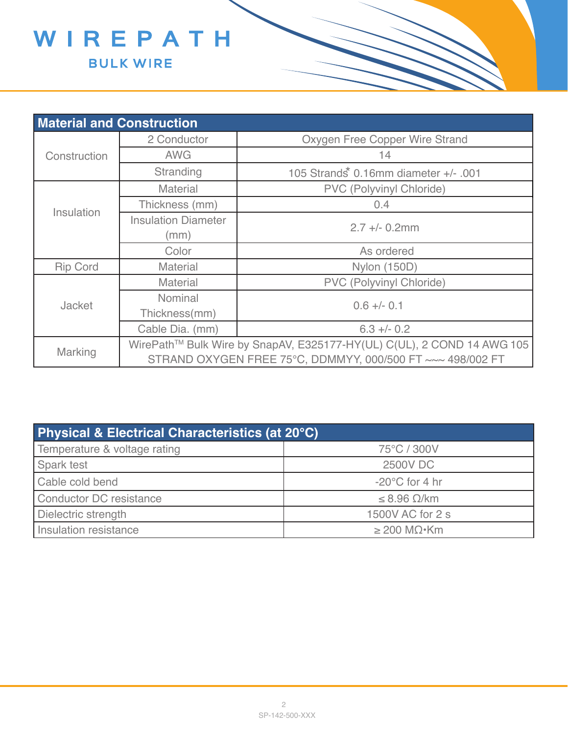# WIREPATH

BULK WIRE

| Material and Construction | | |
|---|---|---|
| Construction | 2 Conductor | Oxygen Free Copper Wire Strand |
| | AWG | 14 |
| | Stranding | 105 Strands* 0.16mm diameter +/- .001 |
| Insulation | Material | PVC (Polyvinyl Chloride) |
| | Thickness (mm) | 0.4 |
| | Insulation Diameter (mm) | 2.7 +/- 0.2mm |
| | Color | As ordered |
| Rip Cord | Material | Nylon (150D) |
| Jacket | Material | PVC (Polyvinyl Chloride) |
| | Nominal Thickness(mm) | 0.6 +/- 0.1 |
| | Cable Dia. (mm) | 6.3 +/- 0.2 |
| Marking | WirePath™ Bulk Wire by SnapAV, E325177-HY(UL) C(UL), 2 COND 14 AWG 105 STRAND OXYGEN FREE 75°C, DDMMYY, 000/500 FT ~~~ 498/002 FT | |

| Physical & Electrical Characteristics (at 20°C) | |
|---|---|
| Temperature & voltage rating | 75°C / 300V |
| Spark test | 2500V DC |
| Cable cold bend | -20°C for 4 hr |
| Conductor DC resistance | ≤ 8.96 Ω/km |
| Dielectric strength | 1500V AC for 2 s |
| Insulation resistance | ≥ 200 MΩ•Km |

SP-142-500-XXX